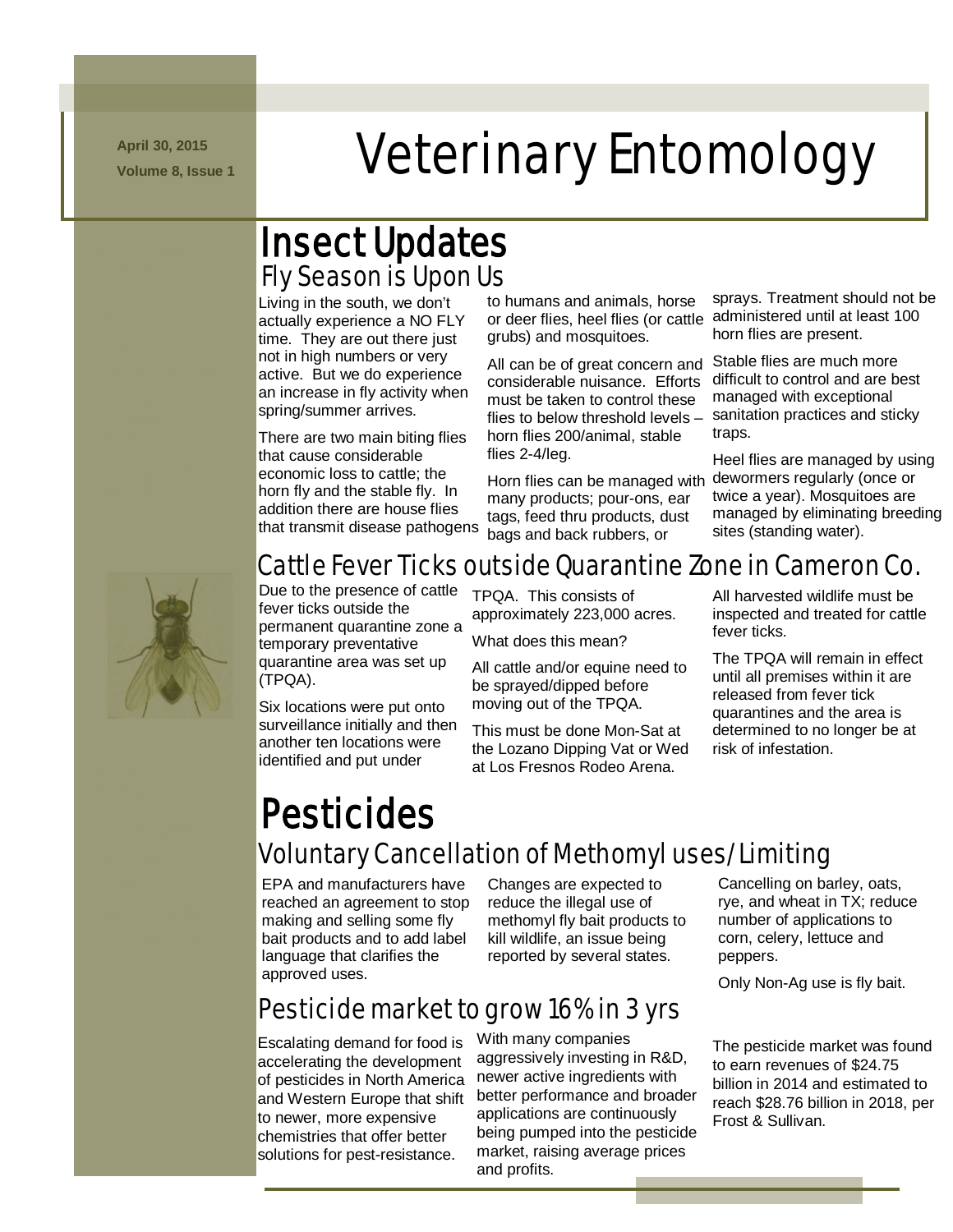April 30, 2015

Volume 8, Issue 1

# Veterinary Entomology

## Insect Updates

### Fly Season is Upon Us

Living in the south, we don't actually experience a NO FLY time. They are out there just not in high numbers or very active. But we do experience an increase in fly activity when spring/summer arrives.

There are two main biting flies that cause considerable economic loss to cattle; the horn fly and the stable fly. In addition there are house flies that transmit disease pathogens to humans and animals, horse or deer flies, heel flies (or cattle grubs) and mosquitoes.

All can be of great concern and considerable nuisance. Efforts must be taken to control these flies to below threshold levels – horn flies 200/animal, stable flies 2-4/leg.

Horn flies can be managed with many products; pour-ons, ear tags, feed thru products, dust bags and back rubbers, or sprays. Treatment should not be administered until at least 100 horn flies are present.

Stable flies are much more difficult to control and are best managed with exceptional sanitation practices and sticky traps.

Heel flies are managed by using dewormers regularly (once or twice a year). Mosquitoes are managed by eliminating breeding sites (standing water).

### Cattle Fever Ticks outside Quarantine Zone in Cameron Co.

Due to the presence of cattle fever ticks outside the permanent quarantine zone a temporary preventative quarantine area was set up (TPQA).

Six locations were put onto surveillance initially and then another ten locations were identified and put under TPQA. This consists of approximately 223,000 acres.

What does this mean?

All cattle and/or equine need to be sprayed/dipped before moving out of the TPQA.

This must be done Mon-Sat at the Lozano Dipping Vat or Wed at Los Fresnos Rodeo Arena.

All harvested wildlife must be inspected and treated for cattle fever ticks.

The TPQA will remain in effect until all premises within it are released from fever tick quarantines and the area is determined to no longer be at risk of infestation.

## Pesticides

### Voluntary Cancellation of Methomyl uses/Limiting

EPA and manufacturers have reached an agreement to stop making and selling some fly bait products and to add label language that clarifies the approved uses.

Changes are expected to reduce the illegal use of methomyl fly bait products to kill wildlife, an issue being reported by several states.

Cancelling on barley, oats, rye, and wheat in TX; reduce number of applications to corn, celery, lettuce and peppers.

Only Non-Ag use is fly bait.

### Pesticide market to grow 16% in 3 yrs

Escalating demand for food is accelerating the development of pesticides in North America and Western Europe that shift to newer, more expensive chemistries that offer better solutions for pest-resistance.

With many companies aggressively investing in R&D, newer active ingredients with better performance and broader applications are continuously being pumped into the pesticide market, raising average prices and profits.

The pesticide market was found to earn revenues of $24.75 billion in 2014 and estimated to reach $28.76 billion in 2018, per Frost & Sullivan.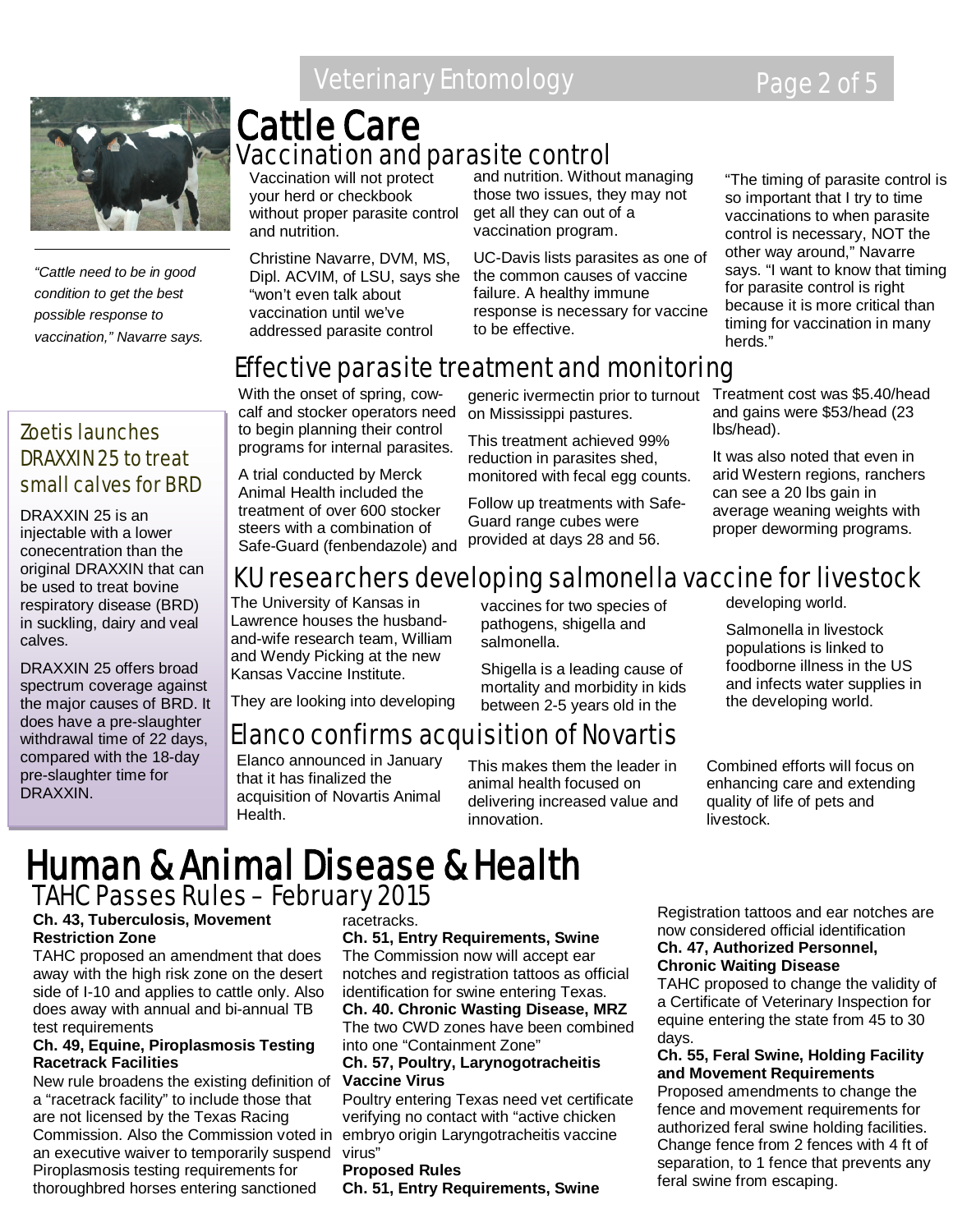# Cattle Care

## Vaccination and parasite control

*"Cattle need to be in good condition to get the best possible response to vaccination," Navarre says.*

Vaccination will not protect your herd or checkbook without proper parasite control and nutrition.

Christine Navarre, DVM, MS, Dipl. ACVIM, of LSU, says she "won't even talk about vaccination until we've addressed parasite control and nutrition. Without managing those two issues, they may not get all they can out of a vaccination program.

UC-Davis lists parasites as one of the common causes of vaccine failure. A healthy immune response is necessary for vaccine to be effective.

"The timing of parasite control is so important that I try to time vaccinations to when parasite control is necessary, NOT the other way around," Navarre says. "I want to know that timing for parasite control is right because it is more critical than timing for vaccination in many herds."

## Effective parasite treatment and monitoring

With the onset of spring, cow-calf and stocker operators need to begin planning their control programs for internal parasites.

A trial conducted by Merck Animal Health included the treatment of over 600 stocker steers with a combination of Safe-Guard (fenbendazole) and generic ivermectin prior to turnout on Mississippi pastures.

This treatment achieved 99% reduction in parasites shed, monitored with fecal egg counts.

Follow up treatments with Safe-Guard range cubes were provided at days 28 and 56.

Treatment cost was $5.40/head and gains were $53/head (23 lbs/head).

It was also noted that even in arid Western regions, ranchers can see a 20 lbs gain in average weaning weights with proper deworming programs.

## Zoetis launches DRAXXIN 25 to treat small calves for BRD

DRAXXIN 25 is an injectable with a lower conecentration than the original DRAXXIN that can be used to treat bovine respiratory disease (BRD) in suckling, dairy and veal calves.

DRAXXIN 25 offers broad spectrum coverage against the major causes of BRD. It does have a pre-slaughter withdrawal time of 22 days, compared with the 18-day pre-slaughter time for DRAXXIN.

## KU researchers developing salmonella vaccine for livestock

The University of Kansas in Lawrence houses the husband-and-wife research team, William and Wendy Picking at the new Kansas Vaccine Institute.

They are looking into developing vaccines for two species of pathogens, shigella and salmonella.

Shigella is a leading cause of mortality and morbidity in kids between 2-5 years old in the developing world.

Salmonella in livestock populations is linked to foodborne illness in the US and infects water supplies in the developing world.

## Elanco confirms acquisition of Novartis

Elanco announced in January that it has finalized the acquisition of Novartis Animal Health.

This makes them the leader in animal health focused on delivering increased value and innovation.

Combined efforts will focus on enhancing care and extending quality of life of pets and livestock.

# Human & Animal Disease & Health

## TAHC Passes Rules – February 2015

**Ch. 43, Tuberculosis, Movement Restriction Zone**

TAHC proposed an amendment that does away with the high risk zone on the desert side of I-10 and applies to cattle only. Also does away with annual and bi-annual TB test requirements

**Ch. 49, Equine, Piroplasmosis Testing Racetrack Facilities**

New rule broadens the existing definition of a "racetrack facility" to include those that are not licensed by the Texas Racing Commission. Also the Commission voted in an executive waiver to temporarily suspend Piroplasmosis testing requirements for thoroughbred horses entering sanctioned racetracks.

**Ch. 51, Entry Requirements, Swine**

The Commission now will accept ear notches and registration tattoos as official identification for swine entering Texas.

**Ch. 40. Chronic Wasting Disease, MRZ**

The two CWD zones have been combined into one "Containment Zone"

**Ch. 57, Poultry, Larynogotracheitis Vaccine Virus**

Poultry entering Texas need vet certificate verifying no contact with "active chicken embryo origin Laryngotracheitis vaccine virus"

**Proposed Rules**

**Ch. 51, Entry Requirements, Swine**

Registration tattoos and ear notches are now considered official identification

**Ch. 47, Authorized Personnel, Chronic Waiting Disease**

TAHC proposed to change the validity of a Certificate of Veterinary Inspection for equine entering the state from 45 to 30 days.

**Ch. 55, Feral Swine, Holding Facility and Movement Requirements**

Proposed amendments to change the fence and movement requirements for authorized feral swine holding facilities. Change fence from 2 fences with 4 ft of separation, to 1 fence that prevents any feral swine from escaping.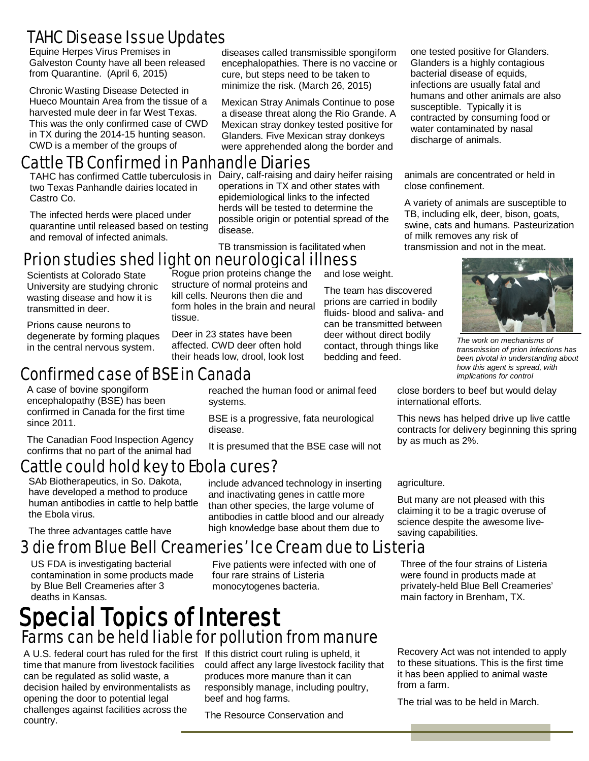## TAHC Disease Issue Updates

Equine Herpes Virus Premises in Galveston County have all been released from Quarantine. (April 6, 2015)

Chronic Wasting Disease Detected in Hueco Mountain Area from the tissue of a harvested mule deer in far West Texas. This was the only confirmed case of CWD in TX during the 2014-15 hunting season. CWD is a member of the groups of diseases called transmissible spongiform encephalopathies. There is no vaccine or cure, but steps need to be taken to minimize the risk. (March 26, 2015)

Mexican Stray Animals Continue to pose a disease threat along the Rio Grande. A Mexican stray donkey tested positive for Glanders. Five Mexican stray donkeys were apprehended along the border and one tested positive for Glanders. Glanders is a highly contagious bacterial disease of equids, infections are usually fatal and humans and other animals are also susceptible. Typically it is contracted by consuming food or water contaminated by nasal discharge of animals.

## Cattle TB Confirmed in Panhandle Diaries

TAHC has confirmed Cattle tuberculosis in two Texas Panhandle dairies located in Castro Co.

The infected herds were placed under quarantine until released based on testing and removal of infected animals.

Dairy, calf-raising and dairy heifer raising operations in TX and other states with epidemiological links to the infected herds will be tested to determine the possible origin or potential spread of the disease.

TB transmission is facilitated when animals are concentrated or held in close confinement.

A variety of animals are susceptible to TB, including elk, deer, bison, goats, swine, cats and humans. Pasteurization of milk removes any risk of transmission and not in the meat.

## Prion studies shed light on neurological illness

Scientists at Colorado State University are studying chronic wasting disease and how it is transmitted in deer.

Prions cause neurons to degenerate by forming plaques in the central nervous system.

Rogue prion proteins change the structure of normal proteins and kill cells. Neurons then die and form holes in the brain and neural tissue.

Deer in 23 states have been affected. CWD deer often hold their heads low, drool, look lost and lose weight.

The team has discovered prions are carried in bodily fluids- blood and saliva- and can be transmitted between deer without direct bodily contact, through things like bedding and feed.

*The work on mechanisms of transmission of prion infections has been pivotal in understanding about how this agent is spread, with implications for control*

## Confirmed case of BSE in Canada

A case of bovine spongiform encephalopathy (BSE) has been confirmed in Canada for the first time since 2011.

The Canadian Food Inspection Agency confirms that no part of the animal had reached the human food or animal feed systems.

BSE is a progressive, fata neurological disease.

It is presumed that the BSE case will not close borders to beef but would delay international efforts.

This news has helped drive up live cattle contracts for delivery beginning this spring by as much as 2%.

## Cattle could hold key to Ebola cures?

SAb Biotherapeutics, in So. Dakota, have developed a method to produce human antibodies in cattle to help battle the Ebola virus.

The three advantages cattle have include advanced technology in inserting and inactivating genes in cattle more than other species, the large volume of antibodies in cattle blood and our already high knowledge base about them due to agriculture.

But many are not pleased with this claiming it to be a tragic overuse of science despite the awesome live-saving capabilities.

## 3 die from Blue Bell Creameries' Ice Cream due to Listeria

US FDA is investigating bacterial contamination in some products made by Blue Bell Creameries after 3 deaths in Kansas.

Five patients were infected with one of four rare strains of Listeria monocytogenes bacteria.

Three of the four strains of Listeria were found in products made at privately-held Blue Bell Creameries' main factory in Brenham, TX.

# Special Topics of Interest

## Farms can be held liable for pollution from manure

A U.S. federal court has ruled for the first time that manure from livestock facilities can be regulated as solid waste, a decision hailed by environmentalists as opening the door to potential legal challenges against facilities across the country.

If this district court ruling is upheld, it could affect any large livestock facility that produces more manure than it can responsibly manage, including poultry, beef and hog farms.

The Resource Conservation and Recovery Act was not intended to apply to these situations. This is the first time it has been applied to animal waste from a farm.

The trial was to be held in March.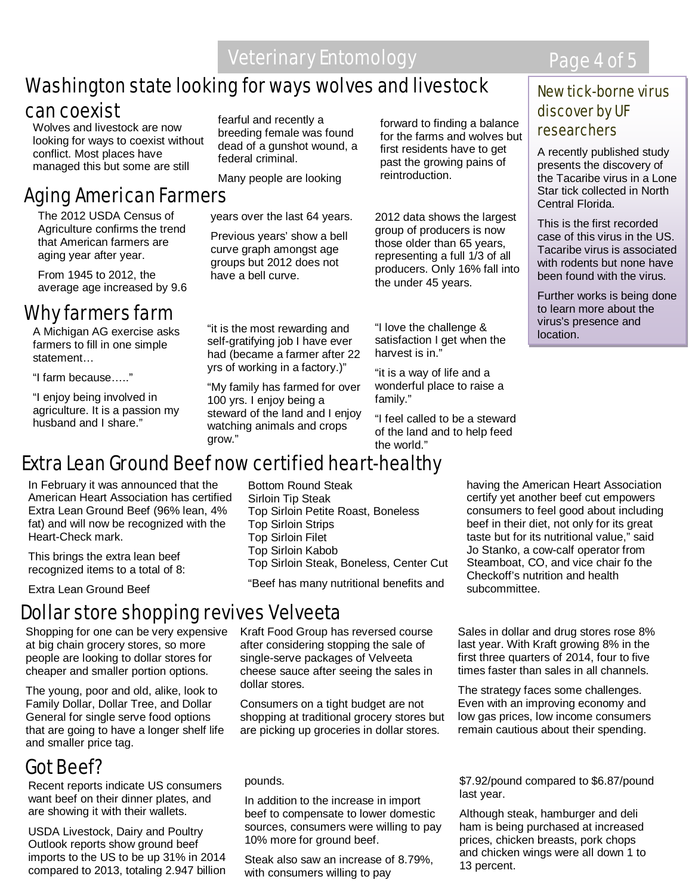## Washington state looking for ways wolves and livestock can coexist

Wolves and livestock are now looking for ways to coexist without conflict. Most places have managed this but some are still fearful and recently a breeding female was found dead of a gunshot wound, a federal criminal.

Many people are looking forward to finding a balance for the farms and wolves but first residents have to get past the growing pains of reintroduction.

## Aging American Farmers

The 2012 USDA Census of Agriculture confirms the trend that American farmers are aging year after year.

From 1945 to 2012, the average age increased by 9.6 years over the last 64 years.

Previous years' show a bell curve graph amongst age groups but 2012 does not have a bell curve.

2012 data shows the largest group of producers is now those older than 65 years, representing a full 1/3 of all producers. Only 16% fall into the under 45 years.

## Why farmers farm

A Michigan AG exercise asks farmers to fill in one simple statement…

"I farm because….."

"I enjoy being involved in agriculture. It is a passion my husband and I share."

"it is the most rewarding and self-gratifying job I have ever had (became a farmer after 22 yrs of working in a factory.)"

"My family has farmed for over 100 yrs. I enjoy being a steward of the land and I enjoy watching animals and crops grow."

"I love the challenge & satisfaction I get when the harvest is in."

"it is a way of life and a wonderful place to raise a family."

"I feel called to be a steward of the land and to help feed the world."

## New tick-borne virus discover by UF researchers

A recently published study presents the discovery of the Tacaribe virus in a Lone Star tick collected in North Central Florida.

This is the first recorded case of this virus in the US. Tacaribe virus is associated with rodents but none have been found with the virus.

Further works is being done to learn more about the virus's presence and location.

## Extra Lean Ground Beef now certified heart-healthy

In February it was announced that the American Heart Association has certified Extra Lean Ground Beef (96% lean, 4% fat) and will now be recognized with the Heart-Check mark.

This brings the extra lean beef recognized items to a total of 8:

Extra Lean Ground Beef
Bottom Round Steak
Sirloin Tip Steak
Top Sirloin Petite Roast, Boneless
Top Sirloin Strips
Top Sirloin Filet
Top Sirloin Kabob
Top Sirloin Steak, Boneless, Center Cut

"Beef has many nutritional benefits and having the American Heart Association certify yet another beef cut empowers consumers to feel good about including beef in their diet, not only for its great taste but for its nutritional value," said Jo Stanko, a cow-calf operator from Steamboat, CO, and vice chair fo the Checkoff's nutrition and health subcommittee.

## Dollar store shopping revives Velveeta

Shopping for one can be very expensive at big chain grocery stores, so more people are looking to dollar stores for cheaper and smaller portion options.

The young, poor and old, alike, look to Family Dollar, Dollar Tree, and Dollar General for single serve food options that are going to have a longer shelf life and smaller price tag.

Kraft Food Group has reversed course after considering stopping the sale of single-serve packages of Velveeta cheese sauce after seeing the sales in dollar stores.

Consumers on a tight budget are not shopping at traditional grocery stores but are picking up groceries in dollar stores.

Sales in dollar and drug stores rose 8% last year. With Kraft growing 8% in the first three quarters of 2014, four to five times faster than sales in all channels.

The strategy faces some challenges. Even with an improving economy and low gas prices, low income consumers remain cautious about their spending.

## Got Beef?

Recent reports indicate US consumers want beef on their dinner plates, and are showing it with their wallets.

USDA Livestock, Dairy and Poultry Outlook reports show ground beef imports to the US to be up 31% in 2014 compared to 2013, totaling 2.947 billion pounds.

In addition to the increase in import beef to compensate to lower domestic sources, consumers were willing to pay 10% more for ground beef.

Steak also saw an increase of 8.79%, with consumers willing to pay $7.92/pound compared to $6.87/pound last year.

Although steak, hamburger and deli ham is being purchased at increased prices, chicken breasts, pork chops and chicken wings were all down 1 to 13 percent.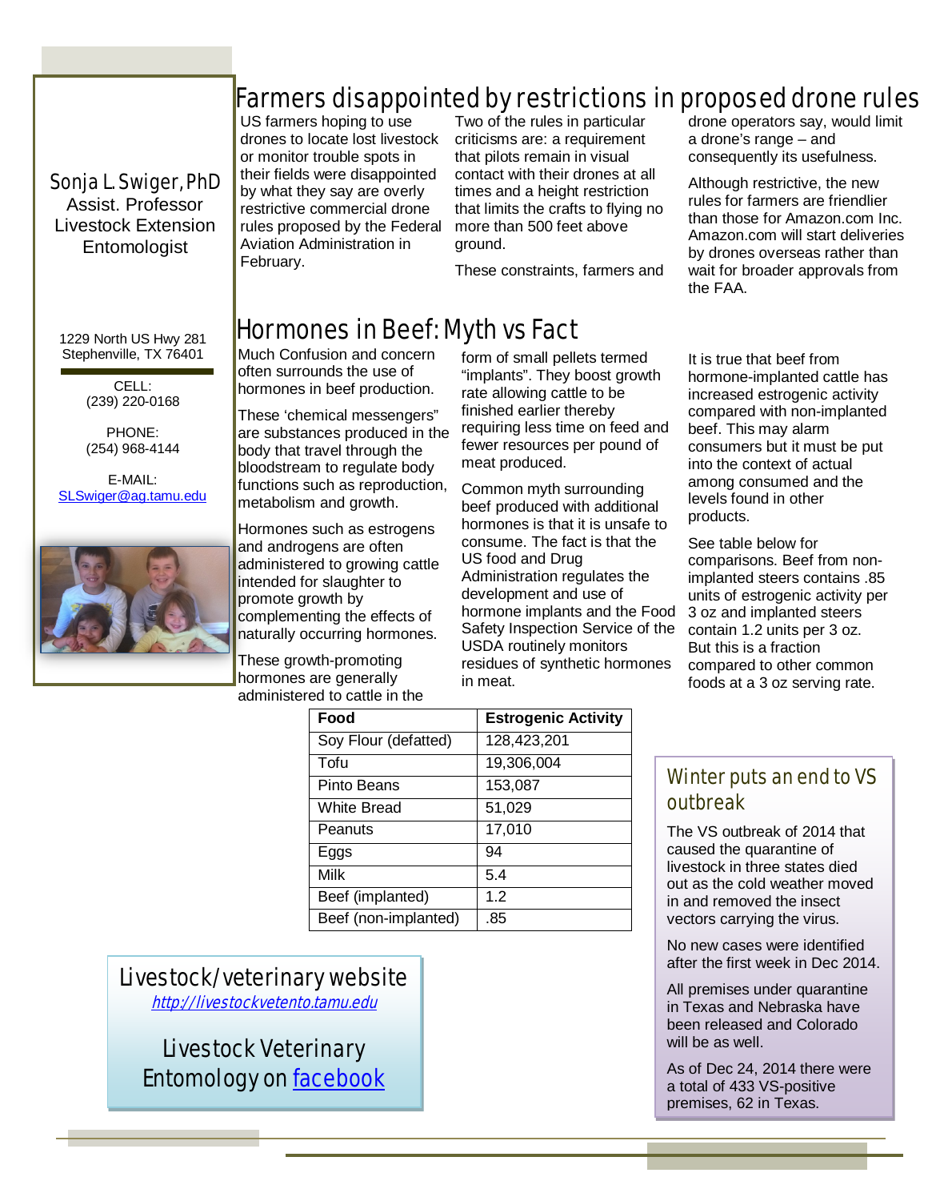Sonja L. Swiger, PhD
Assist. Professor
Livestock Extension
Entomologist

1229 North US Hwy 281
Stephenville, TX 76401

CELL:
(239) 220-0168

PHONE:
(254) 968-4144

E-MAIL:
SLSwiger@ag.tamu.edu

## Farmers disappointed by restrictions in proposed drone rules

US farmers hoping to use drones to locate lost livestock or monitor trouble spots in their fields were disappointed by what they say are overly restrictive commercial drone rules proposed by the Federal Aviation Administration in February.

Two of the rules in particular criticisms are: a requirement that pilots remain in visual contact with their drones at all times and a height restriction that limits the crafts to flying no more than 500 feet above ground.

These constraints, farmers and drone operators say, would limit a drone's range – and consequently its usefulness.

Although restrictive, the new rules for farmers are friendlier than those for Amazon.com Inc. Amazon.com will start deliveries by drones overseas rather than wait for broader approvals from the FAA.

## Hormones in Beef: Myth vs Fact

Much Confusion and concern often surrounds the use of hormones in beef production.

These 'chemical messengers" are substances produced in the body that travel through the bloodstream to regulate body functions such as reproduction, metabolism and growth.

Hormones such as estrogens and androgens are often administered to growing cattle intended for slaughter to promote growth by complementing the effects of naturally occurring hormones.

These growth-promoting hormones are generally administered to cattle in the form of small pellets termed "implants". They boost growth rate allowing cattle to be finished earlier thereby requiring less time on feed and fewer resources per pound of meat produced.

Common myth surrounding beef produced with additional hormones is that it is unsafe to consume. The fact is that the US food and Drug Administration regulates the development and use of hormone implants and the Food Safety Inspection Service of the USDA routinely monitors residues of synthetic hormones in meat.

It is true that beef from hormone-implanted cattle has increased estrogenic activity compared with non-implanted beef. This may alarm consumers but it must be put into the context of actual among consumed and the levels found in other products.

See table below for comparisons. Beef from non-implanted steers contains .85 units of estrogenic activity per 3 oz and implanted steers contain 1.2 units per 3 oz. But this is a fraction compared to other common foods at a 3 oz serving rate.

| Food | Estrogenic Activity |
|---|---|
| Soy Flour (defatted) | 128,423,201 |
| Tofu | 19,306,004 |
| Pinto Beans | 153,087 |
| White Bread | 51,029 |
| Peanuts | 17,010 |
| Eggs | 94 |
| Milk | 5.4 |
| Beef (implanted) | 1.2 |
| Beef (non-implanted) | .85 |

## Winter puts an end to VS outbreak

The VS outbreak of 2014 that caused the quarantine of livestock in three states died out as the cold weather moved in and removed the insect vectors carrying the virus.

No new cases were identified after the first week in Dec 2014.

All premises under quarantine in Texas and Nebraska have been released and Colorado will be as well.

As of Dec 24, 2014 there were a total of 433 VS-positive premises, 62 in Texas.

## Livestock/veterinary website

http://livestockvetento.tamu.edu

Livestock Veterinary Entomology on facebook